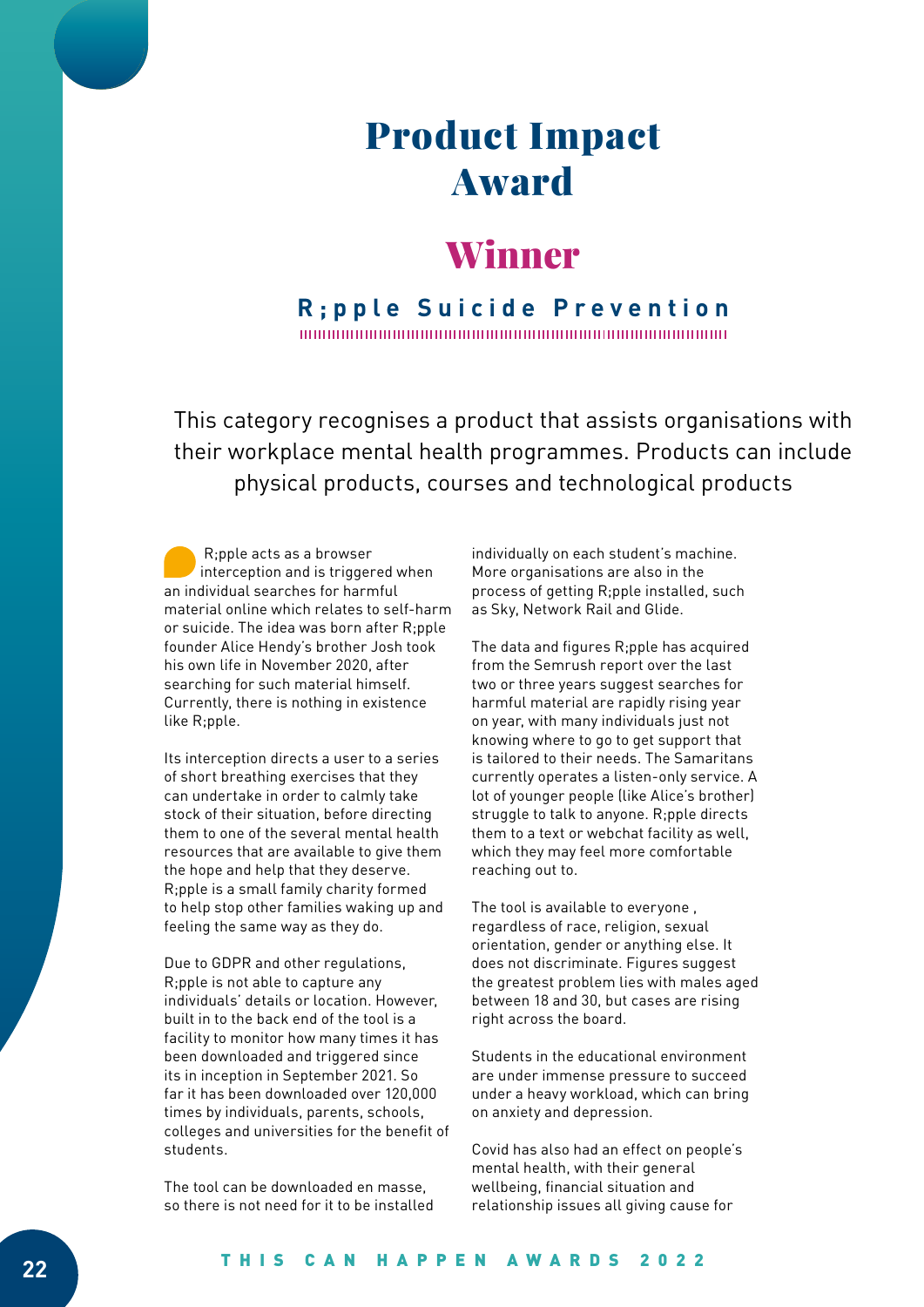# Product Impact Award

## Winner

### R;pple Suicide Prevention

This category recognises a product that assists organisations with their workplace mental health programmes. Products can include physical products, courses and technological products

R;pple acts as a browser interception and is triggered when an individual searches for harmful material online which relates to self-harm or suicide. The idea was born after R;pple founder Alice Hendy's brother Josh took his own life in November 2020, after searching for such material himself. Currently, there is nothing in existence like R;pple.

Its interception directs a user to a series of short breathing exercises that they can undertake in order to calmly take stock of their situation, before directing them to one of the several mental health resources that are available to give them the hope and help that they deserve. R;pple is a small family charity formed to help stop other families waking up and feeling the same way as they do.

Due to GDPR and other regulations, R;pple is not able to capture any individuals' details or location. However, built in to the back end of the tool is a facility to monitor how many times it has been downloaded and triggered since its in inception in September 2021. So far it has been downloaded over 120,000 times by individuals, parents, schools, colleges and universities for the benefit of students.

The tool can be downloaded en masse, so there is not need for it to be installed individually on each student's machine. More organisations are also in the process of getting R;pple installed, such as Sky, Network Rail and Glide.

The data and figures R;pple has acquired from the Semrush report over the last two or three years suggest searches for harmful material are rapidly rising year on year, with many individuals just not knowing where to go to get support that is tailored to their needs. The Samaritans currently operates a listen-only service. A lot of younger people (like Alice's brother) struggle to talk to anyone. R;pple directs them to a text or webchat facility as well, which they may feel more comfortable reaching out to.

The tool is available to everyone , regardless of race, religion, sexual orientation, gender or anything else. It does not discriminate. Figures suggest the greatest problem lies with males aged between 18 and 30, but cases are rising right across the board.

Students in the educational environment are under immense pressure to succeed under a heavy workload, which can bring on anxiety and depression.

Covid has also had an effect on people's mental health, with their general wellbeing, financial situation and relationship issues all giving cause for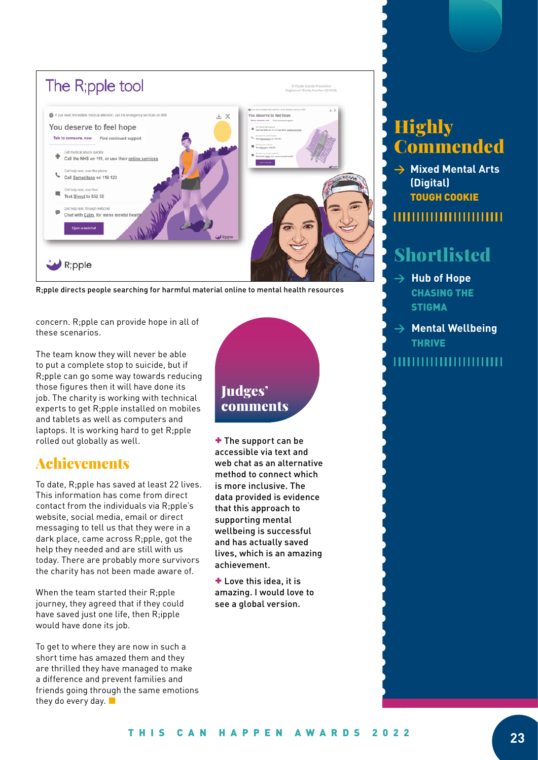R;pple directs people searching for harmful material online to mental health resources

concern. R;pple can provide hope in all of these scenarios.

The team know they will never be able to put a complete stop to suicide, but if R;pple can go some way towards reducing those figures then it will have done its job. The charity is working with technical experts to get R;pple installed on mobiles and tablets as well as computers and laptops. It is working hard to get R;pple rolled out globally as well.

## Achievements

To date, R;pple has saved at least 22 lives. This information has come from direct contact from the individuals via R;pple's website, social media, email or direct messaging to tell us that they were in a dark place, came across R;pple, got the help they needed and are still with us today. There are probably more survivors the charity has not been made aware of.

When the team started their R;pple journey, they agreed that if they could have saved just one life, then R;ipple would have done its job.

To get to where they are now in such a short time has amazed them and they are thrilled they have managed to make a difference and prevent families and friends going through the same emotions they do every day.

## Judges' comments

+ The support can be accessible via text and web chat as an alternative method to connect which is more inclusive. The data provided is evidence that this approach to supporting mental wellbeing is successful and has actually saved lives, which is an amazing achievement.

+ Love this idea, it is amazing. I would love to see a global version.

## Highly Commended

→ **Mixed Mental Arts (Digital)**
TOUGH COOKIE

## Shortlisted

→ **Hub of Hope**
CHASING THE STIGMA

→ **Mental Wellbeing**
THRIVE